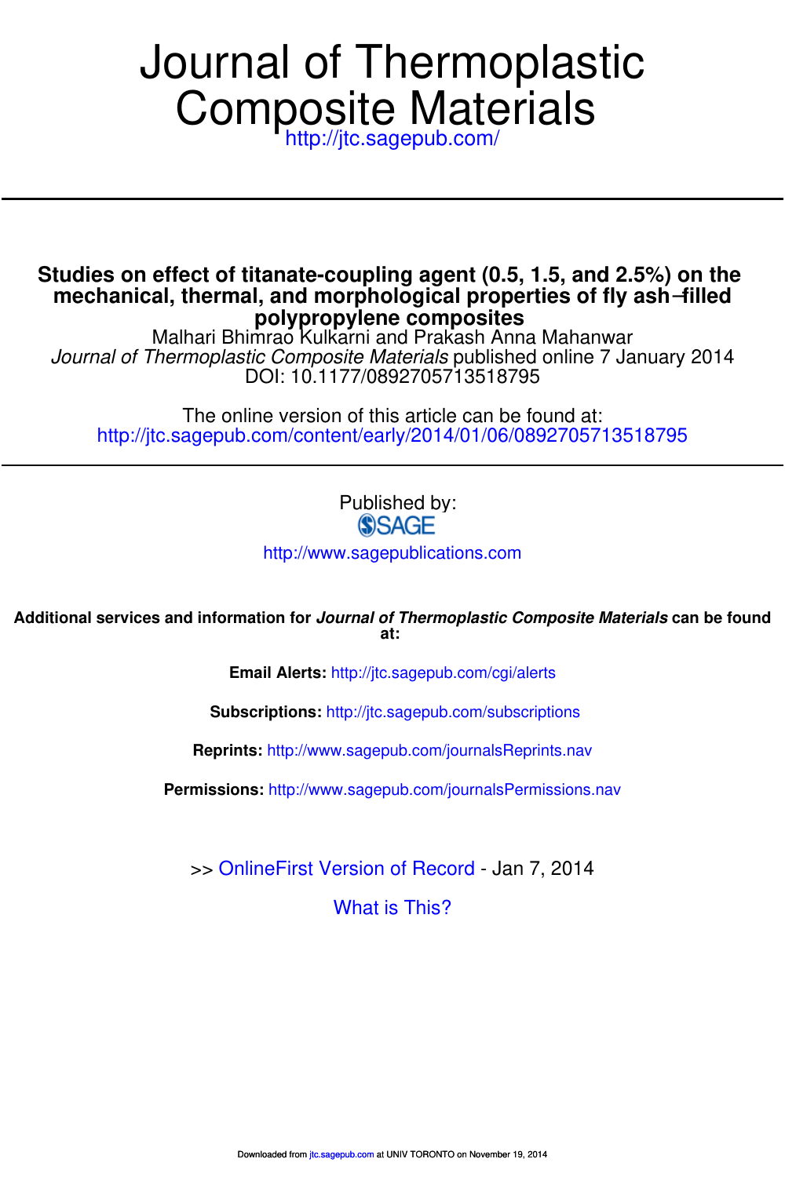# Journal of Thermoplastic Composite Materials

http://jtc.sagepub.com/

## Studies on effect of titanate-coupling agent (0.5, 1.5, and 2.5%) on the mechanical, thermal, and morphological properties of fly ash–filled polypropylene composites

Malhari Bhimrao Kulkarni and Prakash Anna Mahanwar

*Journal of Thermoplastic Composite Materials* published online 7 January 2014

DOI: 10.1177/0892705713518795

The online version of this article can be found at:

http://jtc.sagepub.com/content/early/2014/01/06/0892705713518795

Published by:

SAGE

http://www.sagepublications.com

**Additional services and information for *Journal of Thermoplastic Composite Materials* can be found at:**

**Email Alerts:** http://jtc.sagepub.com/cgi/alerts

**Subscriptions:** http://jtc.sagepub.com/subscriptions

**Reprints:** http://www.sagepub.com/journalsReprints.nav

**Permissions:** http://www.sagepub.com/journalsPermissions.nav

>> OnlineFirst Version of Record - Jan 7, 2014

What is This?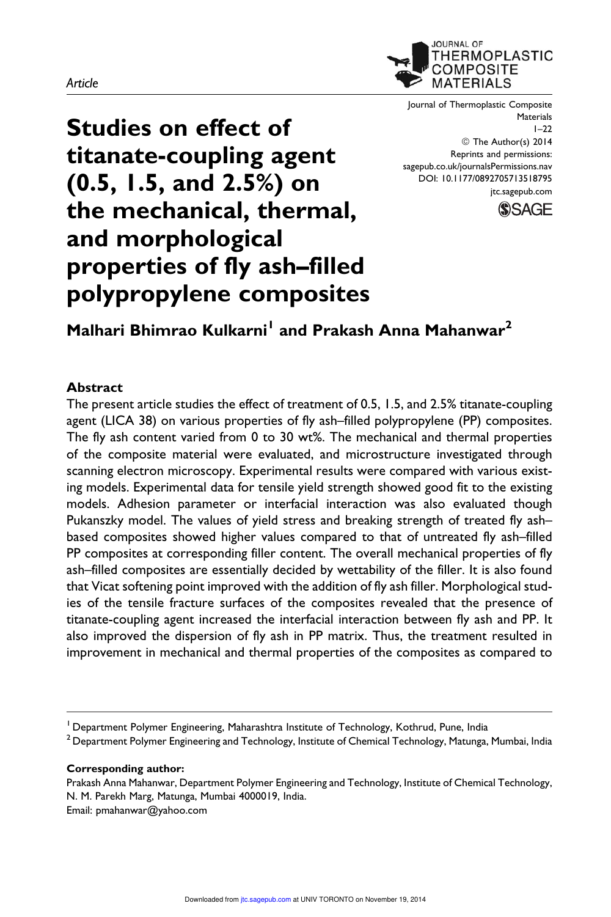Article

# Studies on effect of titanate-coupling agent (0.5, 1.5, and 2.5%) on the mechanical, thermal, and morphological properties of fly ash–filled polypropylene composites

**Malhari Bhimrao Kulkarni[1] and Prakash Anna Mahanwar[2]**

## Abstract

The present article studies the effect of treatment of 0.5, 1.5, and 2.5% titanate-coupling agent (LICA 38) on various properties of fly ash–filled polypropylene (PP) composites. The fly ash content varied from 0 to 30 wt%. The mechanical and thermal properties of the composite material were evaluated, and microstructure investigated through scanning electron microscopy. Experimental results were compared with various existing models. Experimental data for tensile yield strength showed good fit to the existing models. Adhesion parameter or interfacial interaction was also evaluated though Pukanszky model. The values of yield stress and breaking strength of treated fly ash–based composites showed higher values compared to that of untreated fly ash–filled PP composites at corresponding filler content. The overall mechanical properties of fly ash–filled composites are essentially decided by wettability of the filler. It is also found that Vicat softening point improved with the addition of fly ash filler. Morphological studies of the tensile fracture surfaces of the composites revealed that the presence of titanate-coupling agent increased the interfacial interaction between fly ash and PP. It also improved the dispersion of fly ash in PP matrix. Thus, the treatment resulted in improvement in mechanical and thermal properties of the composites as compared to

[1] Department Polymer Engineering, Maharashtra Institute of Technology, Kothrud, Pune, India
[2] Department Polymer Engineering and Technology, Institute of Chemical Technology, Matunga, Mumbai, India

**Corresponding author:**
Prakash Anna Mahanwar, Department Polymer Engineering and Technology, Institute of Chemical Technology, N. M. Parekh Marg, Matunga, Mumbai 4000019, India.
Email: pmahanwar@yahoo.com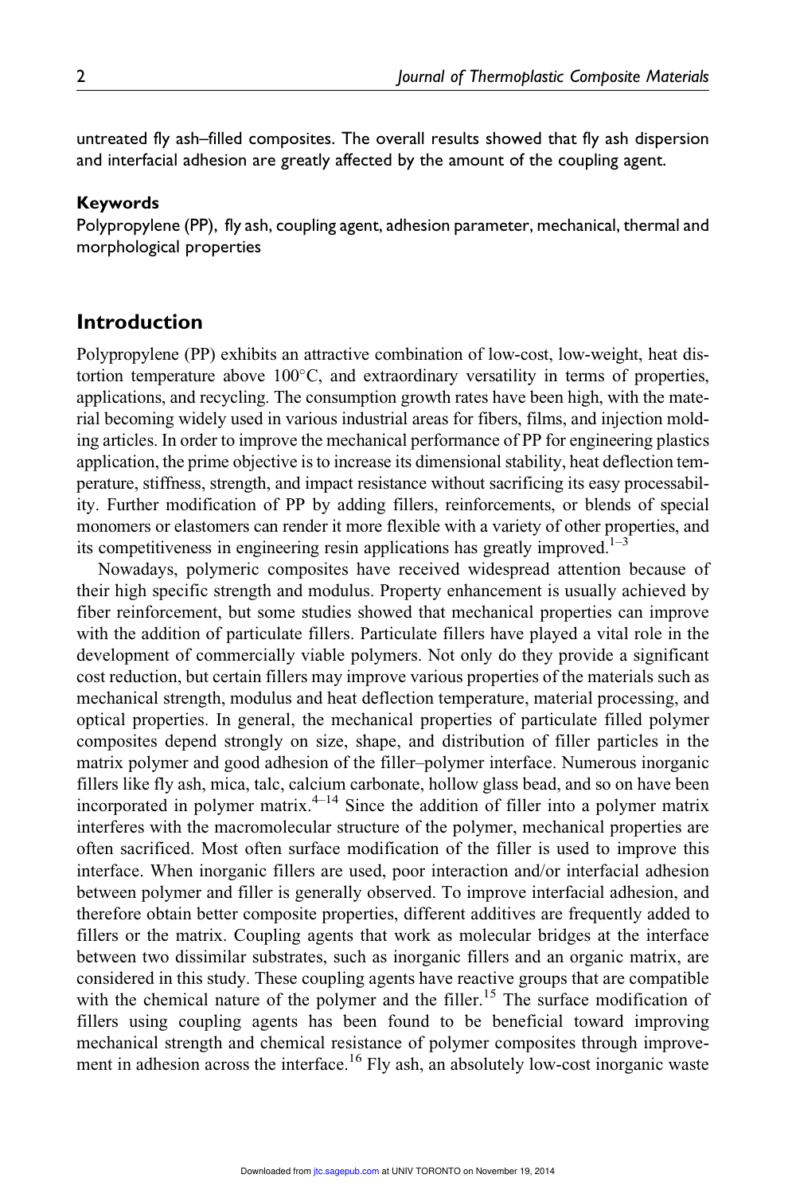untreated fly ash–filled composites. The overall results showed that fly ash dispersion and interfacial adhesion are greatly affected by the amount of the coupling agent.

### Keywords

Polypropylene (PP), fly ash, coupling agent, adhesion parameter, mechanical, thermal and morphological properties

## Introduction

Polypropylene (PP) exhibits an attractive combination of low-cost, low-weight, heat distortion temperature above 100°C, and extraordinary versatility in terms of properties, applications, and recycling. The consumption growth rates have been high, with the material becoming widely used in various industrial areas for fibers, films, and injection molding articles. In order to improve the mechanical performance of PP for engineering plastics application, the prime objective is to increase its dimensional stability, heat deflection temperature, stiffness, strength, and impact resistance without sacrificing its easy processability. Further modification of PP by adding fillers, reinforcements, or blends of special monomers or elastomers can render it more flexible with a variety of other properties, and its competitiveness in engineering resin applications has greatly improved.[1–3]

Nowadays, polymeric composites have received widespread attention because of their high specific strength and modulus. Property enhancement is usually achieved by fiber reinforcement, but some studies showed that mechanical properties can improve with the addition of particulate fillers. Particulate fillers have played a vital role in the development of commercially viable polymers. Not only do they provide a significant cost reduction, but certain fillers may improve various properties of the materials such as mechanical strength, modulus and heat deflection temperature, material processing, and optical properties. In general, the mechanical properties of particulate filled polymer composites depend strongly on size, shape, and distribution of filler particles in the matrix polymer and good adhesion of the filler–polymer interface. Numerous inorganic fillers like fly ash, mica, talc, calcium carbonate, hollow glass bead, and so on have been incorporated in polymer matrix.[4–14] Since the addition of filler into a polymer matrix interferes with the macromolecular structure of the polymer, mechanical properties are often sacrificed. Most often surface modification of the filler is used to improve this interface. When inorganic fillers are used, poor interaction and/or interfacial adhesion between polymer and filler is generally observed. To improve interfacial adhesion, and therefore obtain better composite properties, different additives are frequently added to fillers or the matrix. Coupling agents that work as molecular bridges at the interface between two dissimilar substrates, such as inorganic fillers and an organic matrix, are considered in this study. These coupling agents have reactive groups that are compatible with the chemical nature of the polymer and the filler.[15] The surface modification of fillers using coupling agents has been found to be beneficial toward improving mechanical strength and chemical resistance of polymer composites through improvement in adhesion across the interface.[16] Fly ash, an absolutely low-cost inorganic waste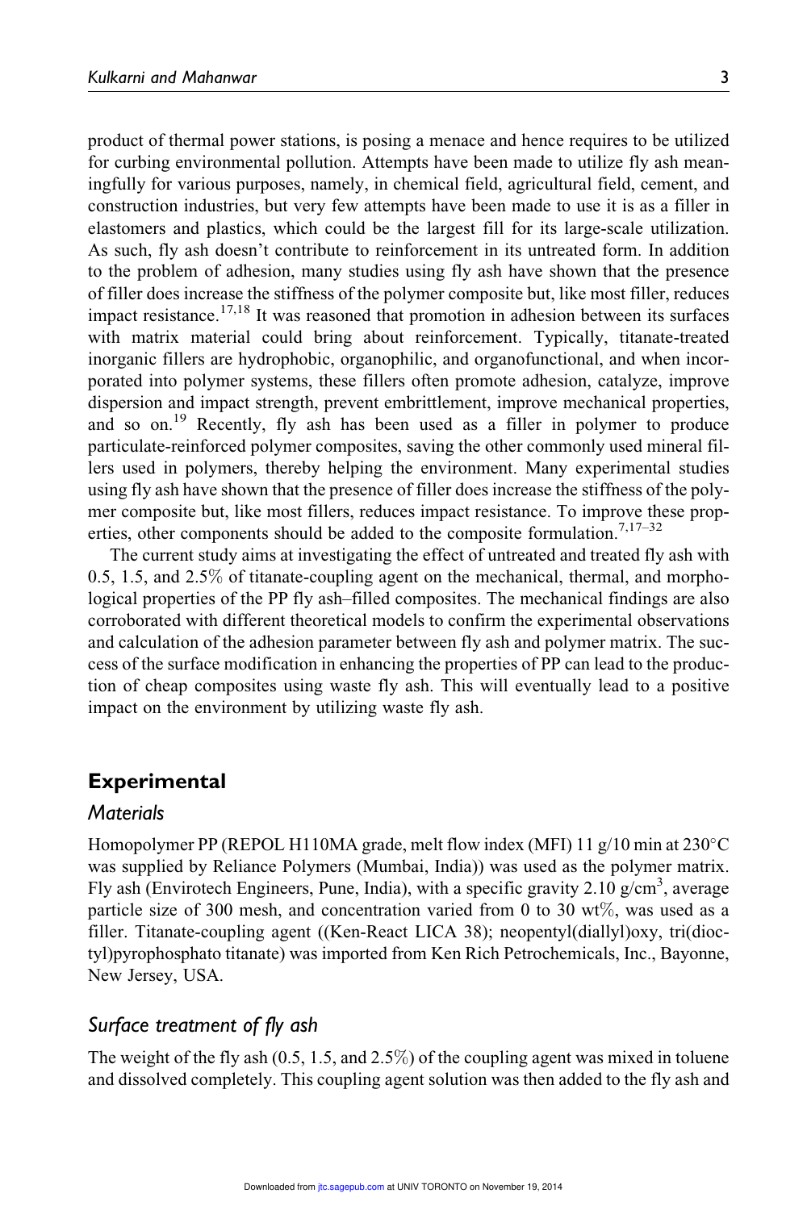product of thermal power stations, is posing a menace and hence requires to be utilized for curbing environmental pollution. Attempts have been made to utilize fly ash meaningfully for various purposes, namely, in chemical field, agricultural field, cement, and construction industries, but very few attempts have been made to use it is as a filler in elastomers and plastics, which could be the largest fill for its large-scale utilization. As such, fly ash doesn't contribute to reinforcement in its untreated form. In addition to the problem of adhesion, many studies using fly ash have shown that the presence of filler does increase the stiffness of the polymer composite but, like most filler, reduces impact resistance.[17,18] It was reasoned that promotion in adhesion between its surfaces with matrix material could bring about reinforcement. Typically, titanate-treated inorganic fillers are hydrophobic, organophilic, and organofunctional, and when incorporated into polymer systems, these fillers often promote adhesion, catalyze, improve dispersion and impact strength, prevent embrittlement, improve mechanical properties, and so on.[19] Recently, fly ash has been used as a filler in polymer to produce particulate-reinforced polymer composites, saving the other commonly used mineral fillers used in polymers, thereby helping the environment. Many experimental studies using fly ash have shown that the presence of filler does increase the stiffness of the polymer composite but, like most fillers, reduces impact resistance. To improve these properties, other components should be added to the composite formulation.[7,17–32]

The current study aims at investigating the effect of untreated and treated fly ash with 0.5, 1.5, and 2.5% of titanate-coupling agent on the mechanical, thermal, and morphological properties of the PP fly ash–filled composites. The mechanical findings are also corroborated with different theoretical models to confirm the experimental observations and calculation of the adhesion parameter between fly ash and polymer matrix. The success of the surface modification in enhancing the properties of PP can lead to the production of cheap composites using waste fly ash. This will eventually lead to a positive impact on the environment by utilizing waste fly ash.

## Experimental

### Materials

Homopolymer PP (REPOL H110MA grade, melt flow index (MFI) 11 g/10 min at 230°C was supplied by Reliance Polymers (Mumbai, India)) was used as the polymer matrix. Fly ash (Envirotech Engineers, Pune, India), with a specific gravity 2.10 g/cm$^3$, average particle size of 300 mesh, and concentration varied from 0 to 30 wt%, was used as a filler. Titanate-coupling agent ((Ken-React LICA 38); neopentyl(diallyl)oxy, tri(dioctyl)pyrophosphato titanate) was imported from Ken Rich Petrochemicals, Inc., Bayonne, New Jersey, USA.

### Surface treatment of fly ash

The weight of the fly ash (0.5, 1.5, and 2.5%) of the coupling agent was mixed in toluene and dissolved completely. This coupling agent solution was then added to the fly ash and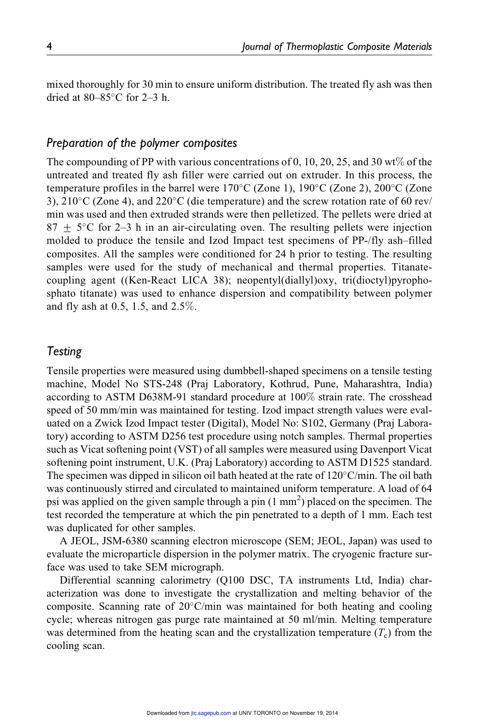mixed thoroughly for 30 min to ensure uniform distribution. The treated fly ash was then dried at 80–85°C for 2–3 h.

### *Preparation of the polymer composites*

The compounding of PP with various concentrations of 0, 10, 20, 25, and 30 wt% of the untreated and treated fly ash filler were carried out on extruder. In this process, the temperature profiles in the barrel were 170°C (Zone 1), 190°C (Zone 2), 200°C (Zone 3), 210°C (Zone 4), and 220°C (die temperature) and the screw rotation rate of 60 rev/min was used and then extruded strands were then pelletized. The pellets were dried at 87 ± 5°C for 2–3 h in an air-circulating oven. The resulting pellets were injection molded to produce the tensile and Izod Impact test specimens of PP-/fly ash–filled composites. All the samples were conditioned for 24 h prior to testing. The resulting samples were used for the study of mechanical and thermal properties. Titanate-coupling agent ((Ken-React LICA 38); neopentyl(diallyl)oxy, tri(dioctyl)pyrophosphato titanate) was used to enhance dispersion and compatibility between polymer and fly ash at 0.5, 1.5, and 2.5%.

### *Testing*

Tensile properties were measured using dumbbell-shaped specimens on a tensile testing machine, Model No STS-248 (Praj Laboratory, Kothrud, Pune, Maharashtra, India) according to ASTM D638M-91 standard procedure at 100% strain rate. The crosshead speed of 50 mm/min was maintained for testing. Izod impact strength values were evaluated on a Zwick Izod Impact tester (Digital), Model No: S102, Germany (Praj Laboratory) according to ASTM D256 test procedure using notch samples. Thermal properties such as Vicat softening point (VST) of all samples were measured using Davenport Vicat softening point instrument, U.K. (Praj Laboratory) according to ASTM D1525 standard. The specimen was dipped in silicon oil bath heated at the rate of 120°C/min. The oil bath was continuously stirred and circulated to maintained uniform temperature. A load of 64 psi was applied on the given sample through a pin (1 $mm^2$) placed on the specimen. The test recorded the temperature at which the pin penetrated to a depth of 1 mm. Each test was duplicated for other samples.

A JEOL, JSM-6380 scanning electron microscope (SEM; JEOL, Japan) was used to evaluate the microparticle dispersion in the polymer matrix. The cryogenic fracture surface was used to take SEM micrograph.

Differential scanning calorimetry (Q100 DSC, TA instruments Ltd, India) characterization was done to investigate the crystallization and melting behavior of the composite. Scanning rate of 20°C/min was maintained for both heating and cooling cycle; whereas nitrogen gas purge rate maintained at 50 ml/min. Melting temperature was determined from the heating scan and the crystallization temperature ($T_c$) from the cooling scan.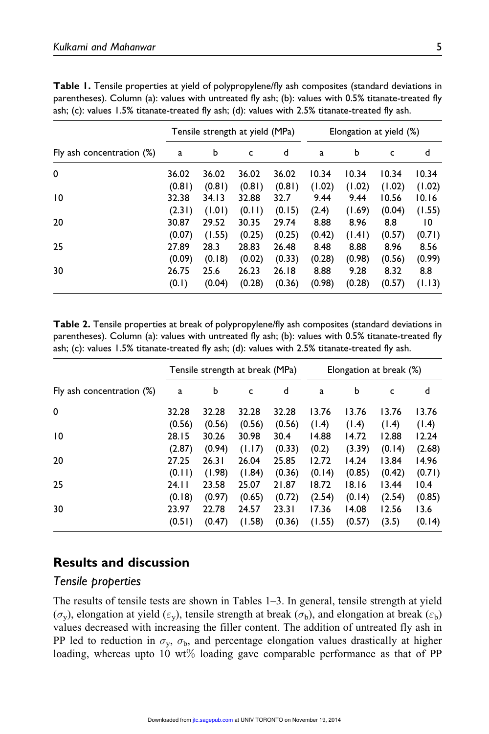**Table 1.** Tensile properties at yield of polypropylene/fly ash composites (standard deviations in parentheses). Column (a): values with untreated fly ash; (b): values with 0.5% titanate-treated fly ash; (c): values 1.5% titanate-treated fly ash; (d): values with 2.5% titanate-treated fly ash.

| Fly ash concentration (%) | Tensile strength at yield (MPa) | | | | Elongation at yield (%) | | | |
|---|---|---|---|---|---|---|---|---|
| | a | b | c | d | a | b | c | d |
| 0 | 36.02 (0.81) | 36.02 (0.81) | 36.02 (0.81) | 36.02 (0.81) | 10.34 (1.02) | 10.34 (1.02) | 10.34 (1.02) | 10.34 (1.02) |
| 10 | 32.38 (2.31) | 34.13 (1.01) | 32.88 (0.11) | 32.7 (0.15) | 9.44 (2.4) | 9.44 (1.69) | 10.56 (0.04) | 10.16 (1.55) |
| 20 | 30.87 (0.07) | 29.52 (1.55) | 30.35 (0.25) | 29.74 (0.25) | 8.88 (0.42) | 8.96 (1.41) | 8.8 (0.57) | 10 (0.71) |
| 25 | 27.89 (0.09) | 28.3 (0.18) | 28.83 (0.02) | 26.48 (0.33) | 8.48 (0.28) | 8.88 (0.98) | 8.96 (0.56) | 8.56 (0.99) |
| 30 | 26.75 (0.1) | 25.6 (0.04) | 26.23 (0.28) | 26.18 (0.36) | 8.88 (0.98) | 9.28 (0.28) | 8.32 (0.57) | 8.8 (1.13) |

**Table 2.** Tensile properties at break of polypropylene/fly ash composites (standard deviations in parentheses). Column (a): values with untreated fly ash; (b): values with 0.5% titanate-treated fly ash; (c): values 1.5% titanate-treated fly ash; (d): values with 2.5% titanate-treated fly ash.

| Fly ash concentration (%) | Tensile strength at break (MPa) | | | | Elongation at break (%) | | | |
|---|---|---|---|---|---|---|---|---|
| | a | b | c | d | a | b | c | d |
| 0 | 32.28 (0.56) | 32.28 (0.56) | 32.28 (0.56) | 32.28 (0.56) | 13.76 (1.4) | 13.76 (1.4) | 13.76 (1.4) | 13.76 (1.4) |
| 10 | 28.15 (2.87) | 30.26 (0.94) | 30.98 (1.17) | 30.4 (0.33) | 14.88 (0.2) | 14.72 (3.39) | 12.88 (0.14) | 12.24 (2.68) |
| 20 | 27.25 (0.11) | 26.31 (1.98) | 26.04 (1.84) | 25.85 (0.36) | 12.72 (0.14) | 14.24 (0.85) | 13.84 (0.42) | 14.96 (0.71) |
| 25 | 24.11 (0.18) | 23.58 (0.97) | 25.07 (0.65) | 21.87 (0.72) | 18.72 (2.54) | 18.16 (0.14) | 13.44 (2.54) | 10.4 (0.85) |
| 30 | 23.97 (0.51) | 22.78 (0.47) | 24.57 (1.58) | 23.31 (0.36) | 17.36 (1.55) | 14.08 (0.57) | 12.56 (3.5) | 13.6 (0.14) |

## Results and discussion

### *Tensile properties*

The results of tensile tests are shown in Tables 1–3. In general, tensile strength at yield ($\sigma_y$), elongation at yield ($\varepsilon_y$), tensile strength at break ($\sigma_b$), and elongation at break ($\varepsilon_b$) values decreased with increasing the filler content. The addition of untreated fly ash in PP led to reduction in $\sigma_y$, $\sigma_b$, and percentage elongation values drastically at higher loading, whereas upto 10 wt% loading gave comparable performance as that of PP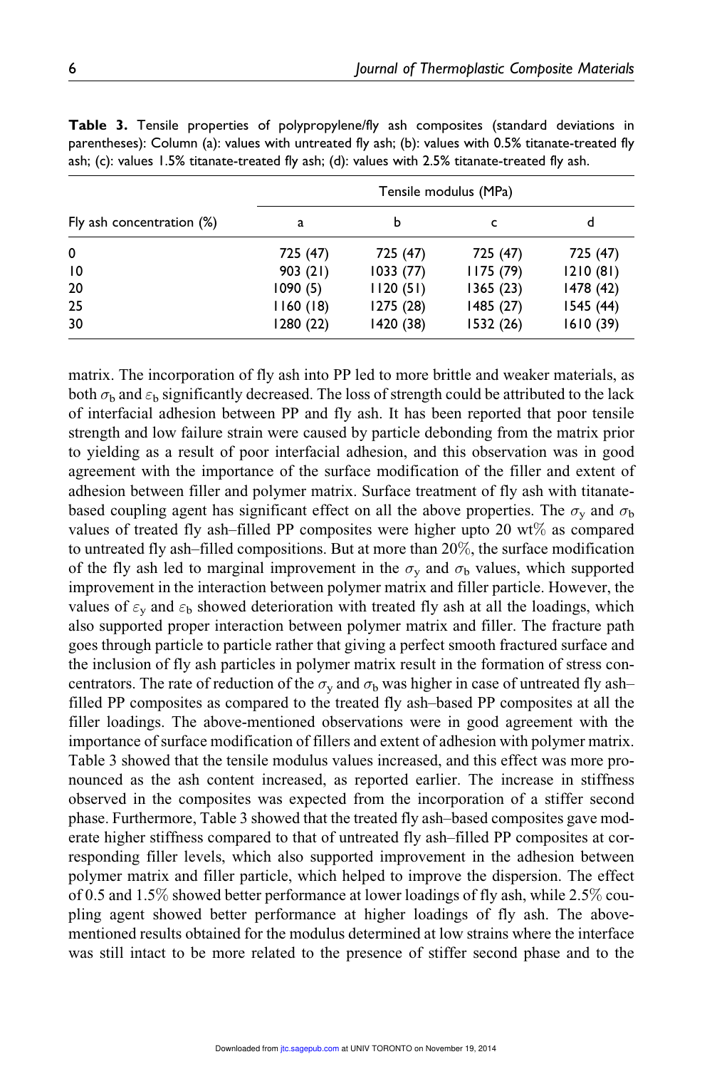**Table 3.** Tensile properties of polypropylene/fly ash composites (standard deviations in parentheses): Column (a): values with untreated fly ash; (b): values with 0.5% titanate-treated fly ash; (c): values 1.5% titanate-treated fly ash; (d): values with 2.5% titanate-treated fly ash.

| Fly ash concentration (%) | Tensile modulus (MPa) | | | |
|---|---|---|---|---|
| | a | b | c | d |
| 0 | 725 (47) | 725 (47) | 725 (47) | 725 (47) |
| 10 | 903 (21) | 1033 (77) | 1175 (79) | 1210 (81) |
| 20 | 1090 (5) | 1120 (51) | 1365 (23) | 1478 (42) |
| 25 | 1160 (18) | 1275 (28) | 1485 (27) | 1545 (44) |
| 30 | 1280 (22) | 1420 (38) | 1532 (26) | 1610 (39) |

matrix. The incorporation of fly ash into PP led to more brittle and weaker materials, as both $\sigma_b$ and $\varepsilon_b$ significantly decreased. The loss of strength could be attributed to the lack of interfacial adhesion between PP and fly ash. It has been reported that poor tensile strength and low failure strain were caused by particle debonding from the matrix prior to yielding as a result of poor interfacial adhesion, and this observation was in good agreement with the importance of the surface modification of the filler and extent of adhesion between filler and polymer matrix. Surface treatment of fly ash with titanate-based coupling agent has significant effect on all the above properties. The $\sigma_y$ and $\sigma_b$ values of treated fly ash–filled PP composites were higher upto 20 wt% as compared to untreated fly ash–filled compositions. But at more than 20%, the surface modification of the fly ash led to marginal improvement in the $\sigma_y$ and $\sigma_b$ values, which supported improvement in the interaction between polymer matrix and filler particle. However, the values of $\varepsilon_y$ and $\varepsilon_b$ showed deterioration with treated fly ash at all the loadings, which also supported proper interaction between polymer matrix and filler. The fracture path goes through particle to particle rather that giving a perfect smooth fractured surface and the inclusion of fly ash particles in polymer matrix result in the formation of stress concentrators. The rate of reduction of the $\sigma_y$ and $\sigma_b$ was higher in case of untreated fly ash–filled PP composites as compared to the treated fly ash–based PP composites at all the filler loadings. The above-mentioned observations were in good agreement with the importance of surface modification of fillers and extent of adhesion with polymer matrix. Table 3 showed that the tensile modulus values increased, and this effect was more pronounced as the ash content increased, as reported earlier. The increase in stiffness observed in the composites was expected from the incorporation of a stiffer second phase. Furthermore, Table 3 showed that the treated fly ash–based composites gave moderate higher stiffness compared to that of untreated fly ash–filled PP composites at corresponding filler levels, which also supported improvement in the adhesion between polymer matrix and filler particle, which helped to improve the dispersion. The effect of 0.5 and 1.5% showed better performance at lower loadings of fly ash, while 2.5% coupling agent showed better performance at higher loadings of fly ash. The above-mentioned results obtained for the modulus determined at low strains where the interface was still intact to be more related to the presence of stiffer second phase and to the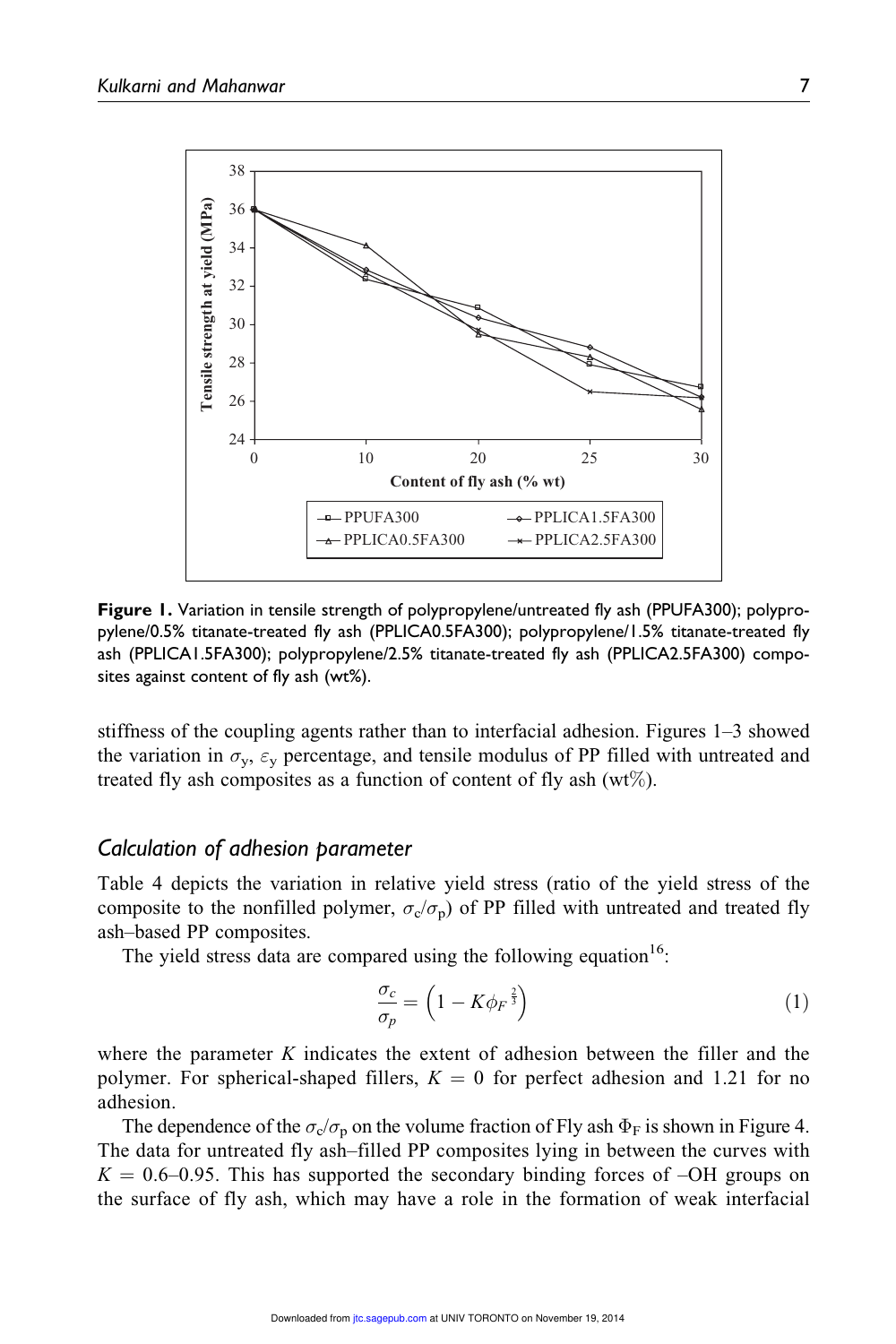**Figure 1.** Variation in tensile strength of polypropylene/untreated fly ash (PPUFA300); polypropylene/0.5% titanate-treated fly ash (PPLICA0.5FA300); polypropylene/1.5% titanate-treated fly ash (PPLICA1.5FA300); polypropylene/2.5% titanate-treated fly ash (PPLICA2.5FA300) composites against content of fly ash (wt%).

stiffness of the coupling agents rather than to interfacial adhesion. Figures 1–3 showed the variation in $\sigma_y$, $\varepsilon_y$ percentage, and tensile modulus of PP filled with untreated and treated fly ash composites as a function of content of fly ash (wt%).

## Calculation of adhesion parameter

Table 4 depicts the variation in relative yield stress (ratio of the yield stress of the composite to the nonfilled polymer, $\sigma_c/\sigma_p$) of PP filled with untreated and treated fly ash–based PP composites.

The yield stress data are compared using the following equation[16]:

$$\frac{\sigma_c}{\sigma_p} = \left(1 - K\phi_F^{\frac{2}{3}}\right) \tag{1}$$

where the parameter $K$ indicates the extent of adhesion between the filler and the polymer. For spherical-shaped fillers, $K = 0$ for perfect adhesion and 1.21 for no adhesion.

The dependence of the $\sigma_c/\sigma_p$ on the volume fraction of Fly ash $\Phi_F$ is shown in Figure 4. The data for untreated fly ash–filled PP composites lying in between the curves with $K = 0.6$–$0.95$. This has supported the secondary binding forces of –OH groups on the surface of fly ash, which may have a role in the formation of weak interfacial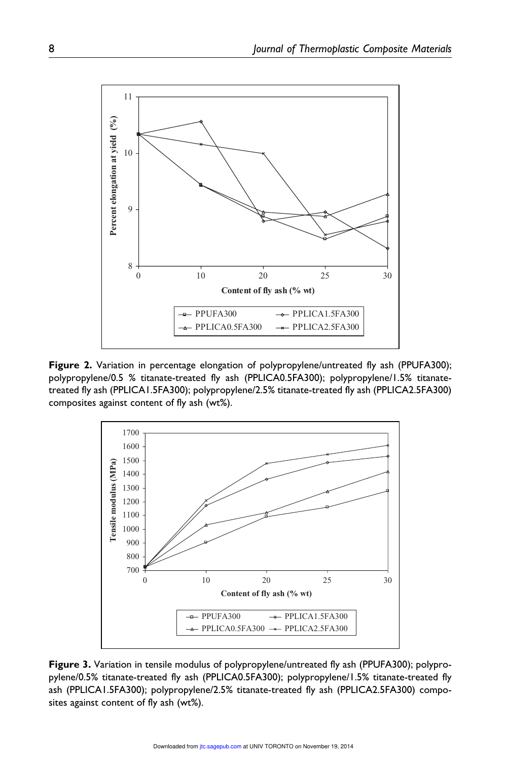Figure 2. Variation in percentage elongation of polypropylene/untreated fly ash (PPUFA300); polypropylene/0.5 % titanate-treated fly ash (PPLICA0.5FA300); polypropylene/1.5% titanate-treated fly ash (PPLICA1.5FA300); polypropylene/2.5% titanate-treated fly ash (PPLICA2.5FA300) composites against content of fly ash (wt%).

Figure 3. Variation in tensile modulus of polypropylene/untreated fly ash (PPUFA300); polypropylene/0.5% titanate-treated fly ash (PPLICA0.5FA300); polypropylene/1.5% titanate-treated fly ash (PPLICA1.5FA300); polypropylene/2.5% titanate-treated fly ash (PPLICA2.5FA300) composites against content of fly ash (wt%).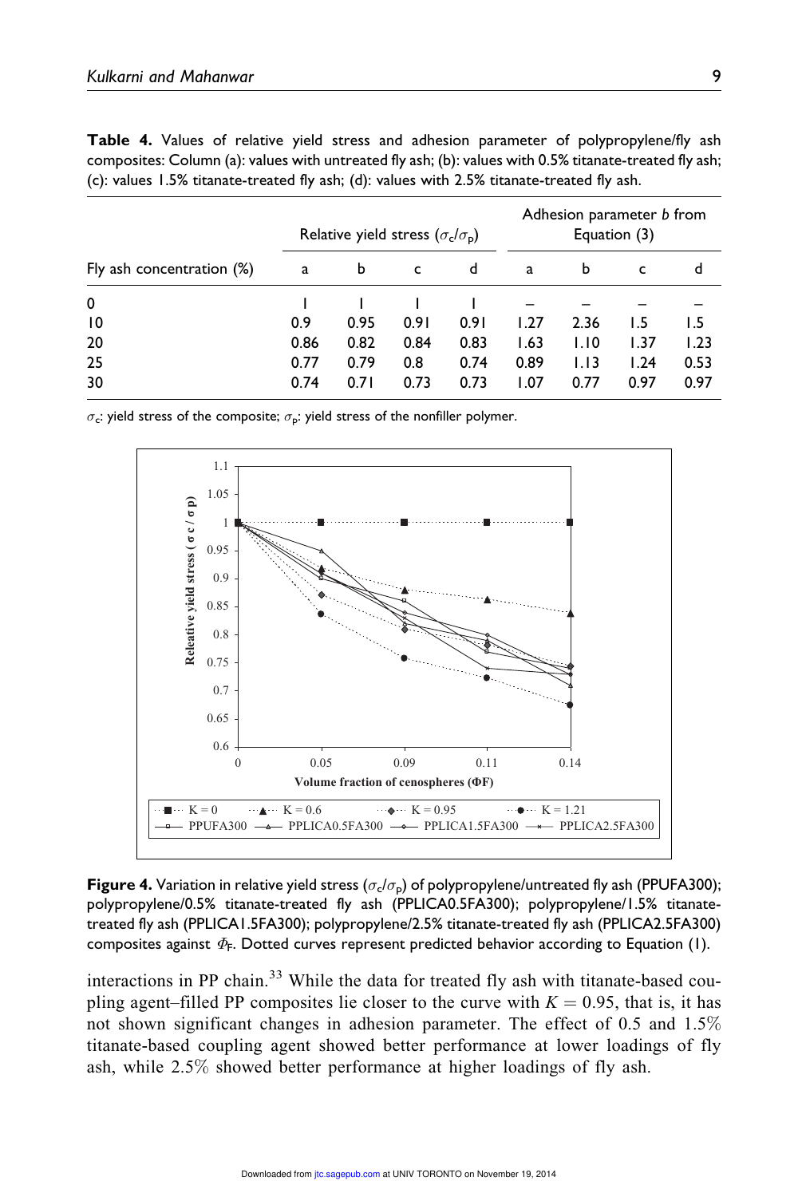**Table 4.** Values of relative yield stress and adhesion parameter of polypropylene/fly ash composites: Column (a): values with untreated fly ash; (b): values with 0.5% titanate-treated fly ash; (c): values 1.5% titanate-treated fly ash; (d): values with 2.5% titanate-treated fly ash.

| Fly ash concentration (%) | Relative yield stress ($\sigma_c/\sigma_p$) | | | | Adhesion parameter $b$ from Equation (3) | | | |
|---|---|---|---|---|---|---|---|---|
| | a | b | c | d | a | b | c | d |
| 0 | 1 | 1 | 1 | 1 | – | – | – | – |
| 10 | 0.9 | 0.95 | 0.91 | 0.91 | 1.27 | 2.36 | 1.5 | 1.5 |
| 20 | 0.86 | 0.82 | 0.84 | 0.83 | 1.63 | 1.10 | 1.37 | 1.23 |
| 25 | 0.77 | 0.79 | 0.8 | 0.74 | 0.89 | 1.13 | 1.24 | 0.53 |
| 30 | 0.74 | 0.71 | 0.73 | 0.73 | 1.07 | 0.77 | 0.97 | 0.97 |

$\sigma_c$: yield stress of the composite; $\sigma_p$: yield stress of the nonfiller polymer.

**Figure 4.** Variation in relative yield stress ($\sigma_c/\sigma_p$) of polypropylene/untreated fly ash (PPUFA300); polypropylene/0.5% titanate-treated fly ash (PPLICA0.5FA300); polypropylene/1.5% titanate-treated fly ash (PPLICA1.5FA300); polypropylene/2.5% titanate-treated fly ash (PPLICA2.5FA300) composites against $\Phi_F$. Dotted curves represent predicted behavior according to Equation (1).

interactions in PP chain.[33] While the data for treated fly ash with titanate-based coupling agent–filled PP composites lie closer to the curve with $K = 0.95$, that is, it has not shown significant changes in adhesion parameter. The effect of 0.5 and 1.5% titanate-based coupling agent showed better performance at lower loadings of fly ash, while 2.5% showed better performance at higher loadings of fly ash.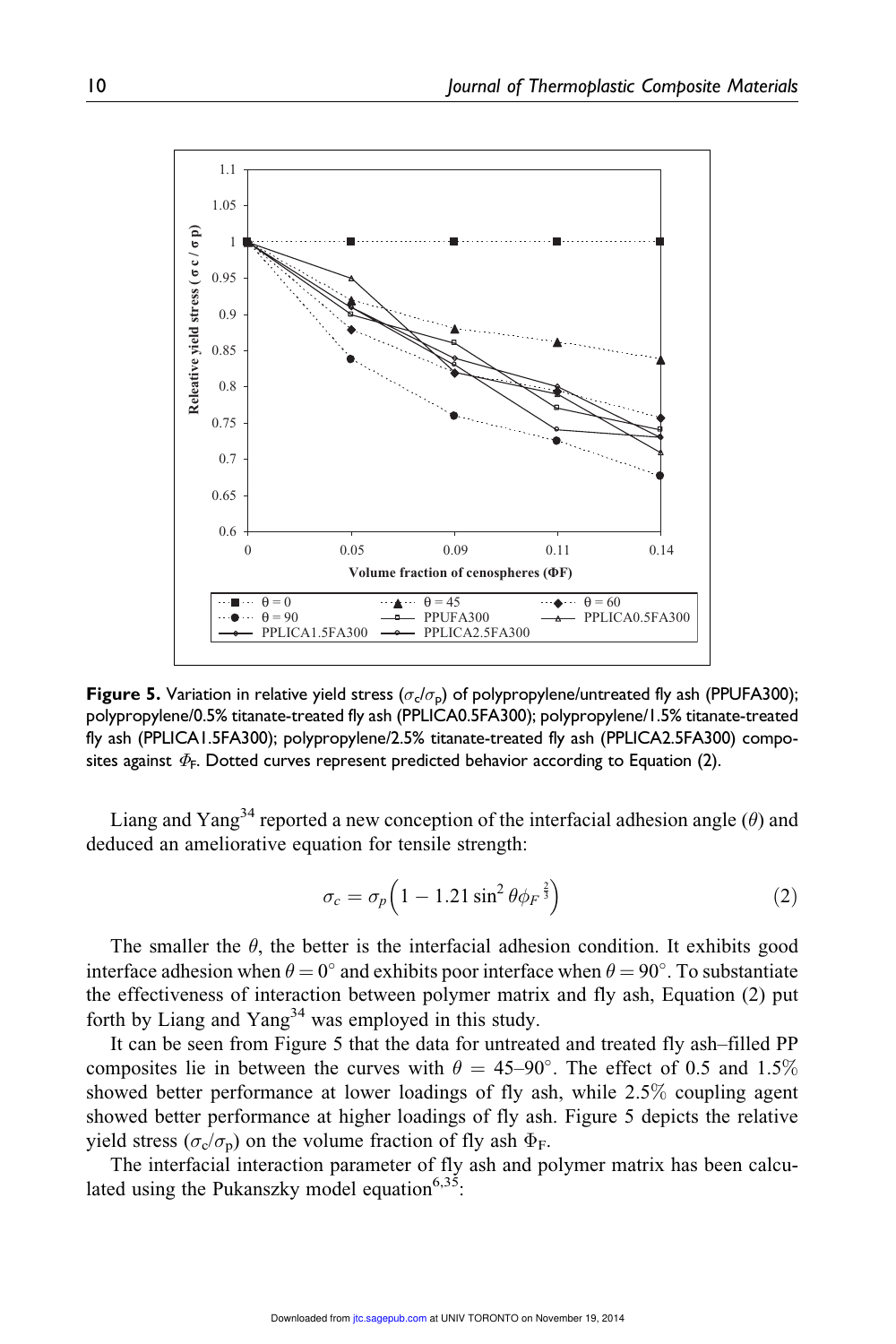**Figure 5.** Variation in relative yield stress ($\sigma_c/\sigma_p$) of polypropylene/untreated fly ash (PPUFA300); polypropylene/0.5% titanate-treated fly ash (PPLICA0.5FA300); polypropylene/1.5% titanate-treated fly ash (PPLICA1.5FA300); polypropylene/2.5% titanate-treated fly ash (PPLICA2.5FA300) composites against $\Phi_F$. Dotted curves represent predicted behavior according to Equation (2).

Liang and Yang[34] reported a new conception of the interfacial adhesion angle ($\theta$) and deduced an ameliorative equation for tensile strength:

$$\sigma_c = \sigma_p\left(1 - 1.21 \sin^2 \theta \phi_F^{\frac{2}{3}}\right) \tag{2}$$

The smaller the $\theta$, the better is the interfacial adhesion condition. It exhibits good interface adhesion when $\theta = 0^\circ$ and exhibits poor interface when $\theta = 90^\circ$. To substantiate the effectiveness of interaction between polymer matrix and fly ash, Equation (2) put forth by Liang and Yang[34] was employed in this study.

It can be seen from Figure 5 that the data for untreated and treated fly ash–filled PP composites lie in between the curves with $\theta$ = 45–90°. The effect of 0.5 and 1.5% showed better performance at lower loadings of fly ash, while 2.5% coupling agent showed better performance at higher loadings of fly ash. Figure 5 depicts the relative yield stress ($\sigma_c/\sigma_p$) on the volume fraction of fly ash $\Phi_F$.

The interfacial interaction parameter of fly ash and polymer matrix has been calculated using the Pukanszky model equation[6,35]: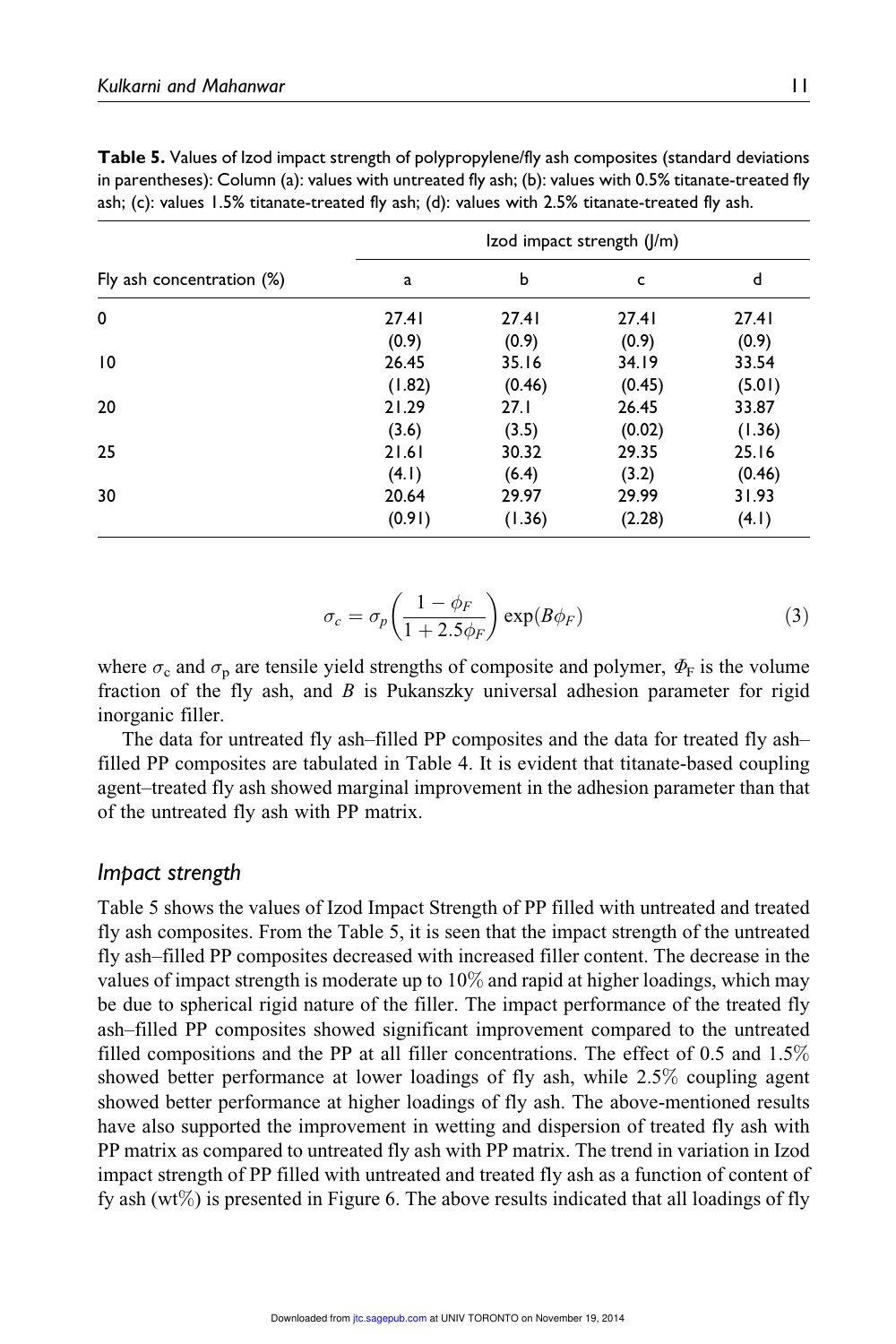**Table 5.** Values of Izod impact strength of polypropylene/fly ash composites (standard deviations in parentheses): Column (a): values with untreated fly ash; (b): values with 0.5% titanate-treated fly ash; (c): values 1.5% titanate-treated fly ash; (d): values with 2.5% titanate-treated fly ash.

| Fly ash concentration (%) | Izod impact strength (J/m) | | | |
|---|---|---|---|---|
| | a | b | c | d |
| 0 | 27.41 (0.9) | 27.41 (0.9) | 27.41 (0.9) | 27.41 (0.9) |
| 10 | 26.45 (1.82) | 35.16 (0.46) | 34.19 (0.45) | 33.54 (5.01) |
| 20 | 21.29 (3.6) | 27.1 (3.5) | 26.45 (0.02) | 33.87 (1.36) |
| 25 | 21.61 (4.1) | 30.32 (6.4) | 29.35 (3.2) | 25.16 (0.46) |
| 30 | 20.64 (0.91) | 29.97 (1.36) | 29.99 (2.28) | 31.93 (4.1) |

$$\sigma_c = \sigma_p \left( \frac{1 - \phi_F}{1 + 2.5\phi_F} \right) \exp(B\phi_F) \tag{3}$$

where $\sigma_c$ and $\sigma_p$ are tensile yield strengths of composite and polymer, $\Phi_F$ is the volume fraction of the fly ash, and $B$ is Pukanszky universal adhesion parameter for rigid inorganic filler.

The data for untreated fly ash–filled PP composites and the data for treated fly ash–filled PP composites are tabulated in Table 4. It is evident that titanate-based coupling agent–treated fly ash showed marginal improvement in the adhesion parameter than that of the untreated fly ash with PP matrix.

### *Impact strength*

Table 5 shows the values of Izod Impact Strength of PP filled with untreated and treated fly ash composites. From the Table 5, it is seen that the impact strength of the untreated fly ash–filled PP composites decreased with increased filler content. The decrease in the values of impact strength is moderate up to 10% and rapid at higher loadings, which may be due to spherical rigid nature of the filler. The impact performance of the treated fly ash–filled PP composites showed significant improvement compared to the untreated filled compositions and the PP at all filler concentrations. The effect of 0.5 and 1.5% showed better performance at lower loadings of fly ash, while 2.5% coupling agent showed better performance at higher loadings of fly ash. The above-mentioned results have also supported the improvement in wetting and dispersion of treated fly ash with PP matrix as compared to untreated fly ash with PP matrix. The trend in variation in Izod impact strength of PP filled with untreated and treated fly ash as a function of content of fy ash (wt%) is presented in Figure 6. The above results indicated that all loadings of fly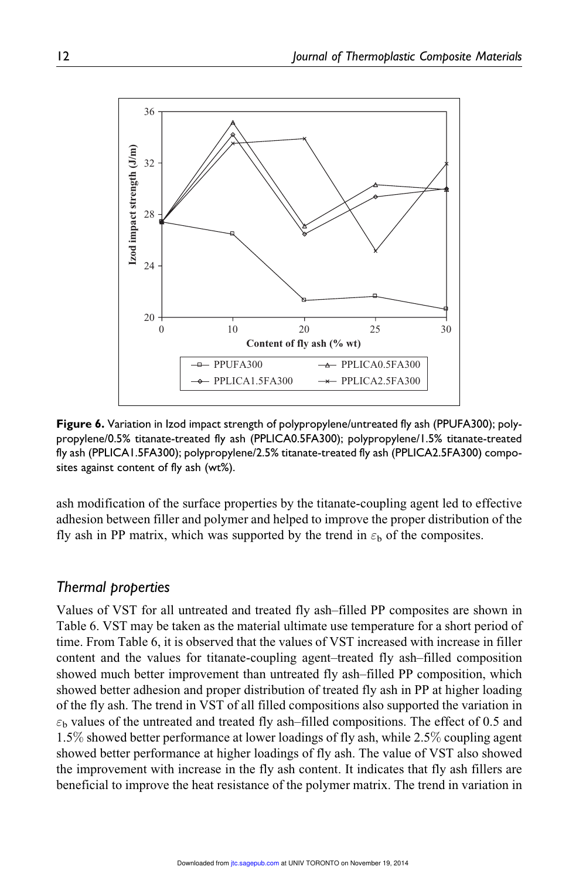**Figure 6.** Variation in Izod impact strength of polypropylene/untreated fly ash (PPUFA300); polypropylene/0.5% titanate-treated fly ash (PPLICA0.5FA300); polypropylene/1.5% titanate-treated fly ash (PPLICA1.5FA300); polypropylene/2.5% titanate-treated fly ash (PPLICA2.5FA300) composites against content of fly ash (wt%).

ash modification of the surface properties by the titanate-coupling agent led to effective adhesion between filler and polymer and helped to improve the proper distribution of the fly ash in PP matrix, which was supported by the trend in $\varepsilon_b$ of the composites.

## *Thermal properties*

Values of VST for all untreated and treated fly ash–filled PP composites are shown in Table 6. VST may be taken as the material ultimate use temperature for a short period of time. From Table 6, it is observed that the values of VST increased with increase in filler content and the values for titanate-coupling agent–treated fly ash–filled composition showed much better improvement than untreated fly ash–filled PP composition, which showed better adhesion and proper distribution of treated fly ash in PP at higher loading of the fly ash. The trend in VST of all filled compositions also supported the variation in $\varepsilon_b$ values of the untreated and treated fly ash–filled compositions. The effect of 0.5 and 1.5% showed better performance at lower loadings of fly ash, while 2.5% coupling agent showed better performance at higher loadings of fly ash. The value of VST also showed the improvement with increase in the fly ash content. It indicates that fly ash fillers are beneficial to improve the heat resistance of the polymer matrix. The trend in variation in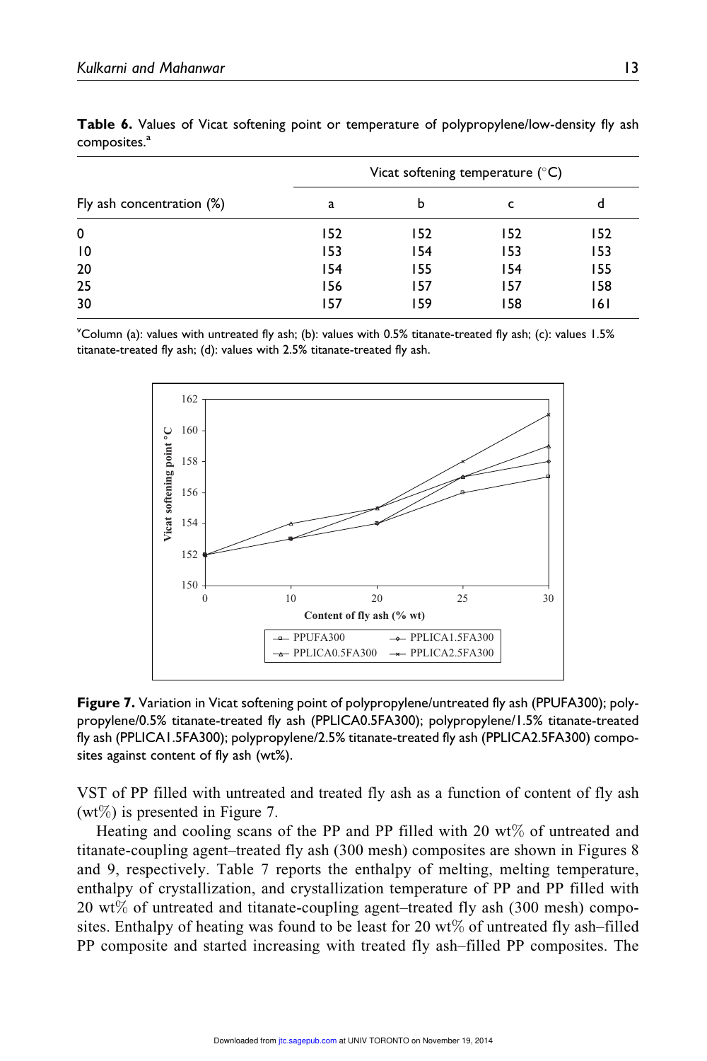**Table 6.** Values of Vicat softening point or temperature of polypropylene/low-density fly ash composites.[a]

| Fly ash concentration (%) | Vicat softening temperature (°C) | | | |
|---|---|---|---|---|
| | a | b | c | d |
| 0 | 152 | 152 | 152 | 152 |
| 10 | 153 | 154 | 153 | 153 |
| 20 | 154 | 155 | 154 | 155 |
| 25 | 156 | 157 | 157 | 158 |
| 30 | 157 | 159 | 158 | 161 |

[a]Column (a): values with untreated fly ash; (b): values with 0.5% titanate-treated fly ash; (c): values 1.5% titanate-treated fly ash; (d): values with 2.5% titanate-treated fly ash.

**Figure 7.** Variation in Vicat softening point of polypropylene/untreated fly ash (PPUFA300); polypropylene/0.5% titanate-treated fly ash (PPLICA0.5FA300); polypropylene/1.5% titanate-treated fly ash (PPLICA1.5FA300); polypropylene/2.5% titanate-treated fly ash (PPLICA2.5FA300) composites against content of fly ash (wt%).

VST of PP filled with untreated and treated fly ash as a function of content of fly ash (wt%) is presented in Figure 7.

Heating and cooling scans of the PP and PP filled with 20 wt% of untreated and titanate-coupling agent–treated fly ash (300 mesh) composites are shown in Figures 8 and 9, respectively. Table 7 reports the enthalpy of melting, melting temperature, enthalpy of crystallization, and crystallization temperature of PP and PP filled with 20 wt% of untreated and titanate-coupling agent–treated fly ash (300 mesh) composites. Enthalpy of heating was found to be least for 20 wt% of untreated fly ash–filled PP composite and started increasing with treated fly ash–filled PP composites. The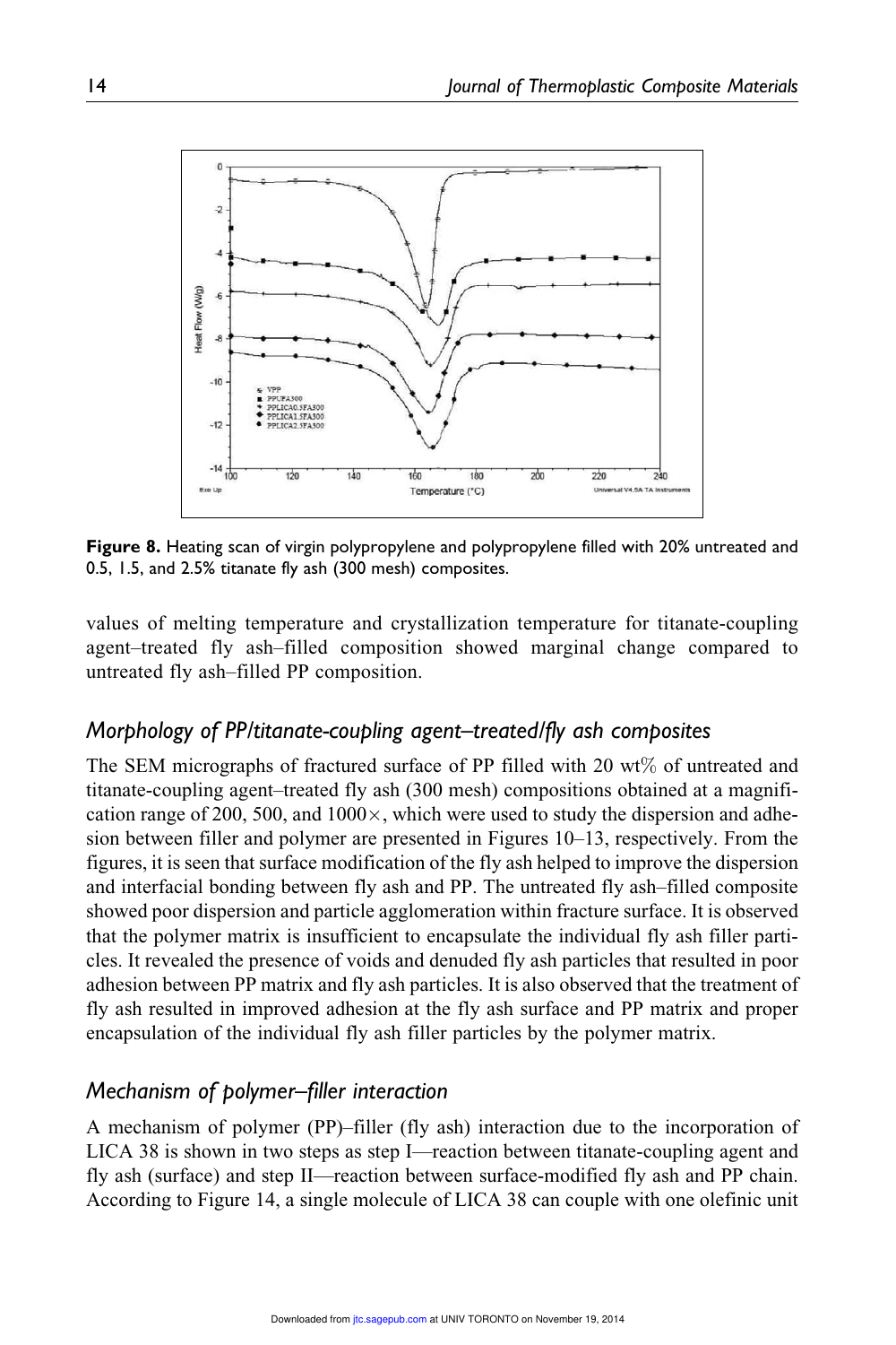**Figure 8.** Heating scan of virgin polypropylene and polypropylene filled with 20% untreated and 0.5, 1.5, and 2.5% titanate fly ash (300 mesh) composites.

values of melting temperature and crystallization temperature for titanate-coupling agent–treated fly ash–filled composition showed marginal change compared to untreated fly ash–filled PP composition.

## *Morphology of PP/titanate-coupling agent–treated/fly ash composites*

The SEM micrographs of fractured surface of PP filled with 20 wt% of untreated and titanate-coupling agent–treated fly ash (300 mesh) compositions obtained at a magnification range of 200, 500, and 1000×, which were used to study the dispersion and adhesion between filler and polymer are presented in Figures 10–13, respectively. From the figures, it is seen that surface modification of the fly ash helped to improve the dispersion and interfacial bonding between fly ash and PP. The untreated fly ash–filled composite showed poor dispersion and particle agglomeration within fracture surface. It is observed that the polymer matrix is insufficient to encapsulate the individual fly ash filler particles. It revealed the presence of voids and denuded fly ash particles that resulted in poor adhesion between PP matrix and fly ash particles. It is also observed that the treatment of fly ash resulted in improved adhesion at the fly ash surface and PP matrix and proper encapsulation of the individual fly ash filler particles by the polymer matrix.

## *Mechanism of polymer–filler interaction*

A mechanism of polymer (PP)–filler (fly ash) interaction due to the incorporation of LICA 38 is shown in two steps as step I—reaction between titanate-coupling agent and fly ash (surface) and step II—reaction between surface-modified fly ash and PP chain. According to Figure 14, a single molecule of LICA 38 can couple with one olefinic unit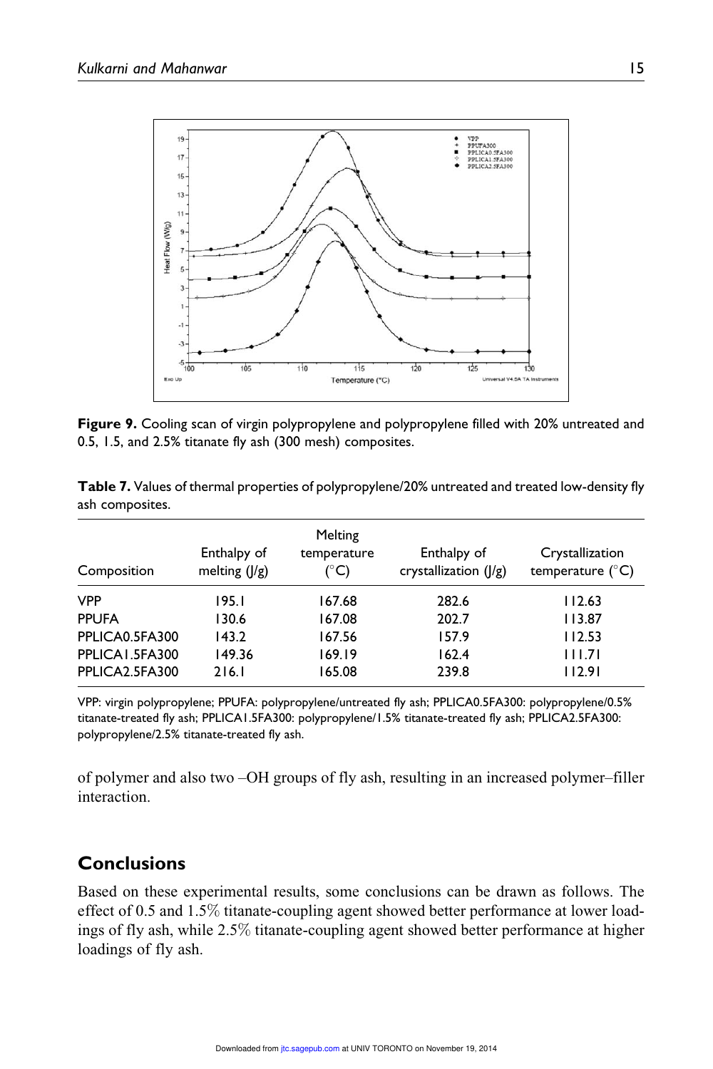**Figure 9.** Cooling scan of virgin polypropylene and polypropylene filled with 20% untreated and 0.5, 1.5, and 2.5% titanate fly ash (300 mesh) composites.

**Table 7.** Values of thermal properties of polypropylene/20% untreated and treated low-density fly ash composites.

| Composition | Enthalpy of melting (J/g) | Melting temperature (°C) | Enthalpy of crystallization (J/g) | Crystallization temperature (°C) |
|---|---|---|---|---|
| VPP | 195.1 | 167.68 | 282.6 | 112.63 |
| PPUFA | 130.6 | 167.08 | 202.7 | 113.87 |
| PPLICA0.5FA300 | 143.2 | 167.56 | 157.9 | 112.53 |
| PPLICA1.5FA300 | 149.36 | 169.19 | 162.4 | 111.71 |
| PPLICA2.5FA300 | 216.1 | 165.08 | 239.8 | 112.91 |

VPP: virgin polypropylene; PPUFA: polypropylene/untreated fly ash; PPLICA0.5FA300: polypropylene/0.5% titanate-treated fly ash; PPLICA1.5FA300: polypropylene/1.5% titanate-treated fly ash; PPLICA2.5FA300: polypropylene/2.5% titanate-treated fly ash.

of polymer and also two –OH groups of fly ash, resulting in an increased polymer–filler interaction.

## Conclusions

Based on these experimental results, some conclusions can be drawn as follows. The effect of 0.5 and 1.5% titanate-coupling agent showed better performance at lower loadings of fly ash, while 2.5% titanate-coupling agent showed better performance at higher loadings of fly ash.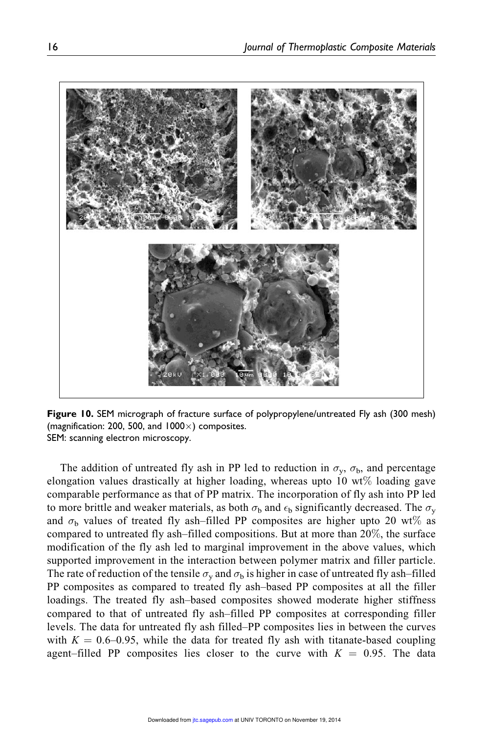**Figure 10.** SEM micrograph of fracture surface of polypropylene/untreated Fly ash (300 mesh) (magnification: 200, 500, and 1000×) composites.
SEM: scanning electron microscopy.

The addition of untreated fly ash in PP led to reduction in $\sigma_y$, $\sigma_b$, and percentage elongation values drastically at higher loading, whereas upto 10 wt% loading gave comparable performance as that of PP matrix. The incorporation of fly ash into PP led to more brittle and weaker materials, as both $\sigma_b$ and $\epsilon_b$ significantly decreased. The $\sigma_y$ and $\sigma_b$ values of treated fly ash–filled PP composites are higher upto 20 wt% as compared to untreated fly ash–filled compositions. But at more than 20%, the surface modification of the fly ash led to marginal improvement in the above values, which supported improvement in the interaction between polymer matrix and filler particle. The rate of reduction of the tensile $\sigma_y$ and $\sigma_b$ is higher in case of untreated fly ash–filled PP composites as compared to treated fly ash–based PP composites at all the filler loadings. The treated fly ash–based composites showed moderate higher stiffness compared to that of untreated fly ash–filled PP composites at corresponding filler levels. The data for untreated fly ash filled–PP composites lies in between the curves with $K = 0.6$–$0.95$, while the data for treated fly ash with titanate-based coupling agent–filled PP composites lies closer to the curve with $K = 0.95$. The data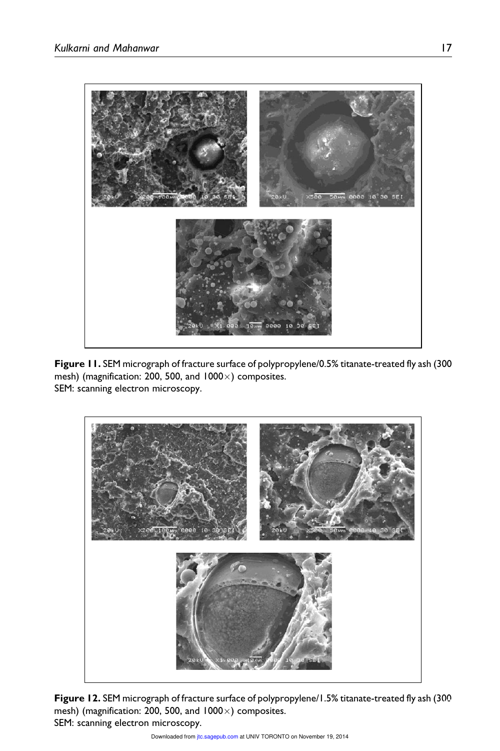**Figure 11.** SEM micrograph of fracture surface of polypropylene/0.5% titanate-treated fly ash (300 mesh) (magnification: 200, 500, and 1000×) composites.
SEM: scanning electron microscopy.

**Figure 12.** SEM micrograph of fracture surface of polypropylene/1.5% titanate-treated fly ash (300 mesh) (magnification: 200, 500, and 1000×) composites.
SEM: scanning electron microscopy.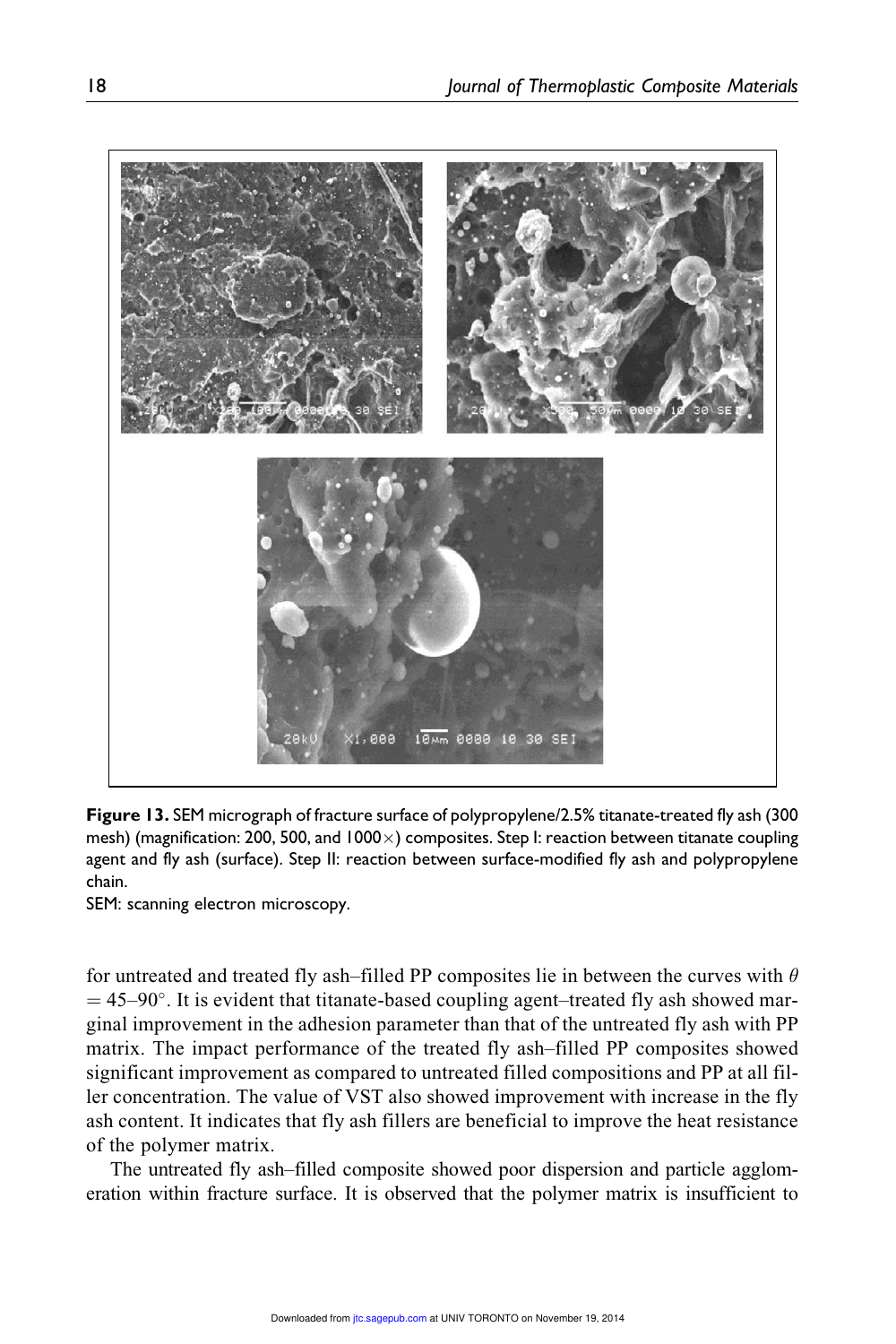**Figure 13.** SEM micrograph of fracture surface of polypropylene/2.5% titanate-treated fly ash (300 mesh) (magnification: 200, 500, and 1000×) composites. Step I: reaction between titanate coupling agent and fly ash (surface). Step II: reaction between surface-modified fly ash and polypropylene chain.

SEM: scanning electron microscopy.

for untreated and treated fly ash–filled PP composites lie in between the curves with $\theta = 45$–$90°$. It is evident that titanate-based coupling agent–treated fly ash showed marginal improvement in the adhesion parameter than that of the untreated fly ash with PP matrix. The impact performance of the treated fly ash–filled PP composites showed significant improvement as compared to untreated filled compositions and PP at all filler concentration. The value of VST also showed improvement with increase in the fly ash content. It indicates that fly ash fillers are beneficial to improve the heat resistance of the polymer matrix.

The untreated fly ash–filled composite showed poor dispersion and particle agglomeration within fracture surface. It is observed that the polymer matrix is insufficient to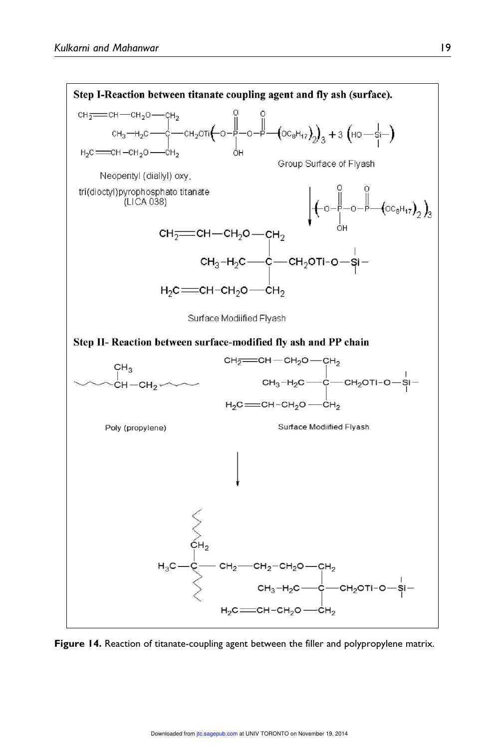**Step I-Reaction between titanate coupling agent and fly ash (surface).**

Neopentyl (diallyl) oxy, tri(dioctyl)pyrophosphato titanate (LICA 038)

Group Surface of Flyash

Surface Modified Flyash

**Step II- Reaction between surface-modified fly ash and PP chain**

Poly (propylene)

Surface Modified Flyash

**Figure 14.** Reaction of titanate-coupling agent between the filler and polypropylene matrix.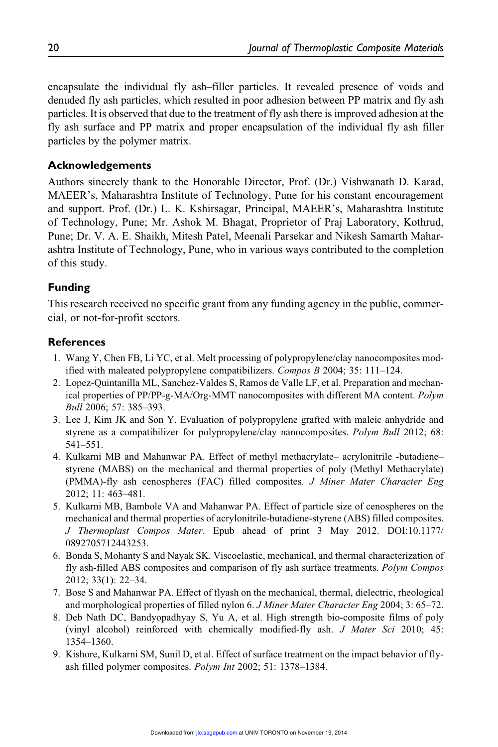encapsulate the individual fly ash–filler particles. It revealed presence of voids and denuded fly ash particles, which resulted in poor adhesion between PP matrix and fly ash particles. It is observed that due to the treatment of fly ash there is improved adhesion at the fly ash surface and PP matrix and proper encapsulation of the individual fly ash filler particles by the polymer matrix.

## Acknowledgements

Authors sincerely thank to the Honorable Director, Prof. (Dr.) Vishwanath D. Karad, MAEER's, Maharashtra Institute of Technology, Pune for his constant encouragement and support. Prof. (Dr.) L. K. Kshirsagar, Principal, MAEER's, Maharashtra Institute of Technology, Pune; Mr. Ashok M. Bhagat, Proprietor of Praj Laboratory, Kothrud, Pune; Dr. V. A. E. Shaikh, Mitesh Patel, Meenali Parsekar and Nikesh Samarth Maharashtra Institute of Technology, Pune, who in various ways contributed to the completion of this study.

## Funding

This research received no specific grant from any funding agency in the public, commercial, or not-for-profit sectors.

## References

1. Wang Y, Chen FB, Li YC, et al. Melt processing of polypropylene/clay nanocomposites modified with maleated polypropylene compatibilizers. *Compos B* 2004; 35: 111–124.
2. Lopez-Quintanilla ML, Sanchez-Valdes S, Ramos de Valle LF, et al. Preparation and mechanical properties of PP/PP-g-MA/Org-MMT nanocomposites with different MA content. *Polym Bull* 2006; 57: 385–393.
3. Lee J, Kim JK and Son Y. Evaluation of polypropylene grafted with maleic anhydride and styrene as a compatibilizer for polypropylene/clay nanocomposites. *Polym Bull* 2012; 68: 541–551.
4. Kulkarni MB and Mahanwar PA. Effect of methyl methacrylate– acrylonitrile -butadiene–styrene (MABS) on the mechanical and thermal properties of poly (Methyl Methacrylate) (PMMA)-fly ash cenospheres (FAC) filled composites. *J Miner Mater Character Eng* 2012; 11: 463–481.
5. Kulkarni MB, Bambole VA and Mahanwar PA. Effect of particle size of cenospheres on the mechanical and thermal properties of acrylonitrile-butadiene-styrene (ABS) filled composites. *J Thermoplast Compos Mater*. Epub ahead of print 3 May 2012. DOI:10.1177/0892705712443253.
6. Bonda S, Mohanty S and Nayak SK. Viscoelastic, mechanical, and thermal characterization of fly ash-filled ABS composites and comparison of fly ash surface treatments. *Polym Compos* 2012; 33(1): 22–34.
7. Bose S and Mahanwar PA. Effect of flyash on the mechanical, thermal, dielectric, rheological and morphological properties of filled nylon 6. *J Miner Mater Character Eng* 2004; 3: 65–72.
8. Deb Nath DC, Bandyopadhyay S, Yu A, et al. High strength bio-composite films of poly (vinyl alcohol) reinforced with chemically modified-fly ash. *J Mater Sci* 2010; 45: 1354–1360.
9. Kishore, Kulkarni SM, Sunil D, et al. Effect of surface treatment on the impact behavior of fly-ash filled polymer composites. *Polym Int* 2002; 51: 1378–1384.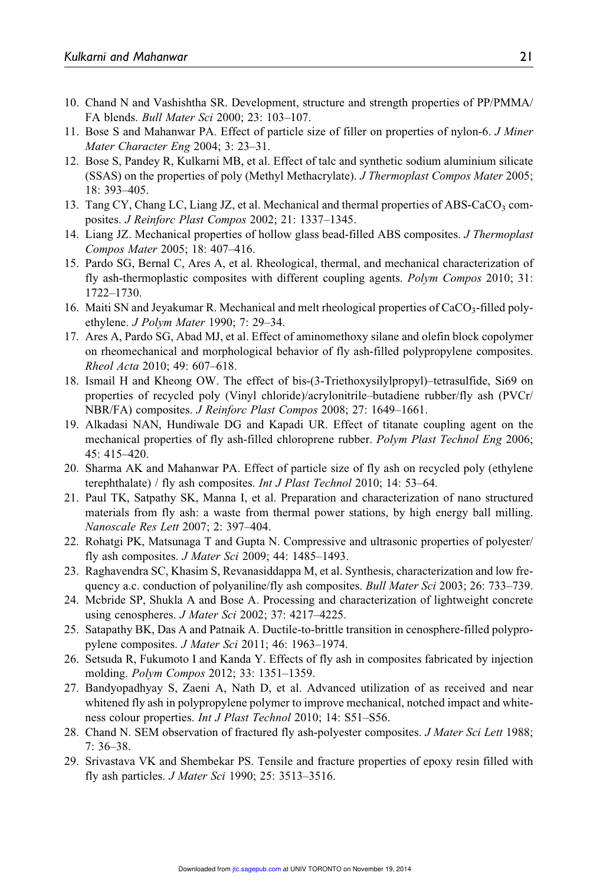10. Chand N and Vashishtha SR. Development, structure and strength properties of PP/PMMA/FA blends. *Bull Mater Sci* 2000; 23: 103–107.
11. Bose S and Mahanwar PA. Effect of particle size of filler on properties of nylon-6. *J Miner Mater Character Eng* 2004; 3: 23–31.
12. Bose S, Pandey R, Kulkarni MB, et al. Effect of talc and synthetic sodium aluminium silicate (SSAS) on the properties of poly (Methyl Methacrylate). *J Thermoplast Compos Mater* 2005; 18: 393–405.
13. Tang CY, Chang LC, Liang JZ, et al. Mechanical and thermal properties of ABS-$CaCO_3$ composites. *J Reinforc Plast Compos* 2002; 21: 1337–1345.
14. Liang JZ. Mechanical properties of hollow glass bead-filled ABS composites. *J Thermoplast Compos Mater* 2005; 18: 407–416.
15. Pardo SG, Bernal C, Ares A, et al. Rheological, thermal, and mechanical characterization of fly ash-thermoplastic composites with different coupling agents. *Polym Compos* 2010; 31: 1722–1730.
16. Maiti SN and Jeyakumar R. Mechanical and melt rheological properties of $CaCO_3$-filled polyethylene. *J Polym Mater* 1990; 7: 29–34.
17. Ares A, Pardo SG, Abad MJ, et al. Effect of aminomethoxy silane and olefin block copolymer on rheomechanical and morphological behavior of fly ash-filled polypropylene composites. *Rheol Acta* 2010; 49: 607–618.
18. Ismail H and Kheong OW. The effect of bis-(3-Triethoxysilylpropyl)–tetrasulfide, Si69 on properties of recycled poly (Vinyl chloride)/acrylonitrile–butadiene rubber/fly ash (PVCr/NBR/FA) composites. *J Reinforc Plast Compos* 2008; 27: 1649–1661.
19. Alkadasi NAN, Hundiwale DG and Kapadi UR. Effect of titanate coupling agent on the mechanical properties of fly ash-filled chloroprene rubber. *Polym Plast Technol Eng* 2006; 45: 415–420.
20. Sharma AK and Mahanwar PA. Effect of particle size of fly ash on recycled poly (ethylene terephthalate) / fly ash composites. *Int J Plast Technol* 2010; 14: 53–64.
21. Paul TK, Satpathy SK, Manna I, et al. Preparation and characterization of nano structured materials from fly ash: a waste from thermal power stations, by high energy ball milling. *Nanoscale Res Lett* 2007; 2: 397–404.
22. Rohatgi PK, Matsunaga T and Gupta N. Compressive and ultrasonic properties of polyester/fly ash composites. *J Mater Sci* 2009; 44: 1485–1493.
23. Raghavendra SC, Khasim S, Revanasiddappa M, et al. Synthesis, characterization and low frequency a.c. conduction of polyaniline/fly ash composites. *Bull Mater Sci* 2003; 26: 733–739.
24. Mcbride SP, Shukla A and Bose A. Processing and characterization of lightweight concrete using cenospheres. *J Mater Sci* 2002; 37: 4217–4225.
25. Satapathy BK, Das A and Patnaik A. Ductile-to-brittle transition in cenosphere-filled polypropylene composites. *J Mater Sci* 2011; 46: 1963–1974.
26. Setsuda R, Fukumoto I and Kanda Y. Effects of fly ash in composites fabricated by injection molding. *Polym Compos* 2012; 33: 1351–1359.
27. Bandyopadhyay S, Zaeni A, Nath D, et al. Advanced utilization of as received and near whitened fly ash in polypropylene polymer to improve mechanical, notched impact and whiteness colour properties. *Int J Plast Technol* 2010; 14: S51–S56.
28. Chand N. SEM observation of fractured fly ash-polyester composites. *J Mater Sci Lett* 1988; 7: 36–38.
29. Srivastava VK and Shembekar PS. Tensile and fracture properties of epoxy resin filled with fly ash particles. *J Mater Sci* 1990; 25: 3513–3516.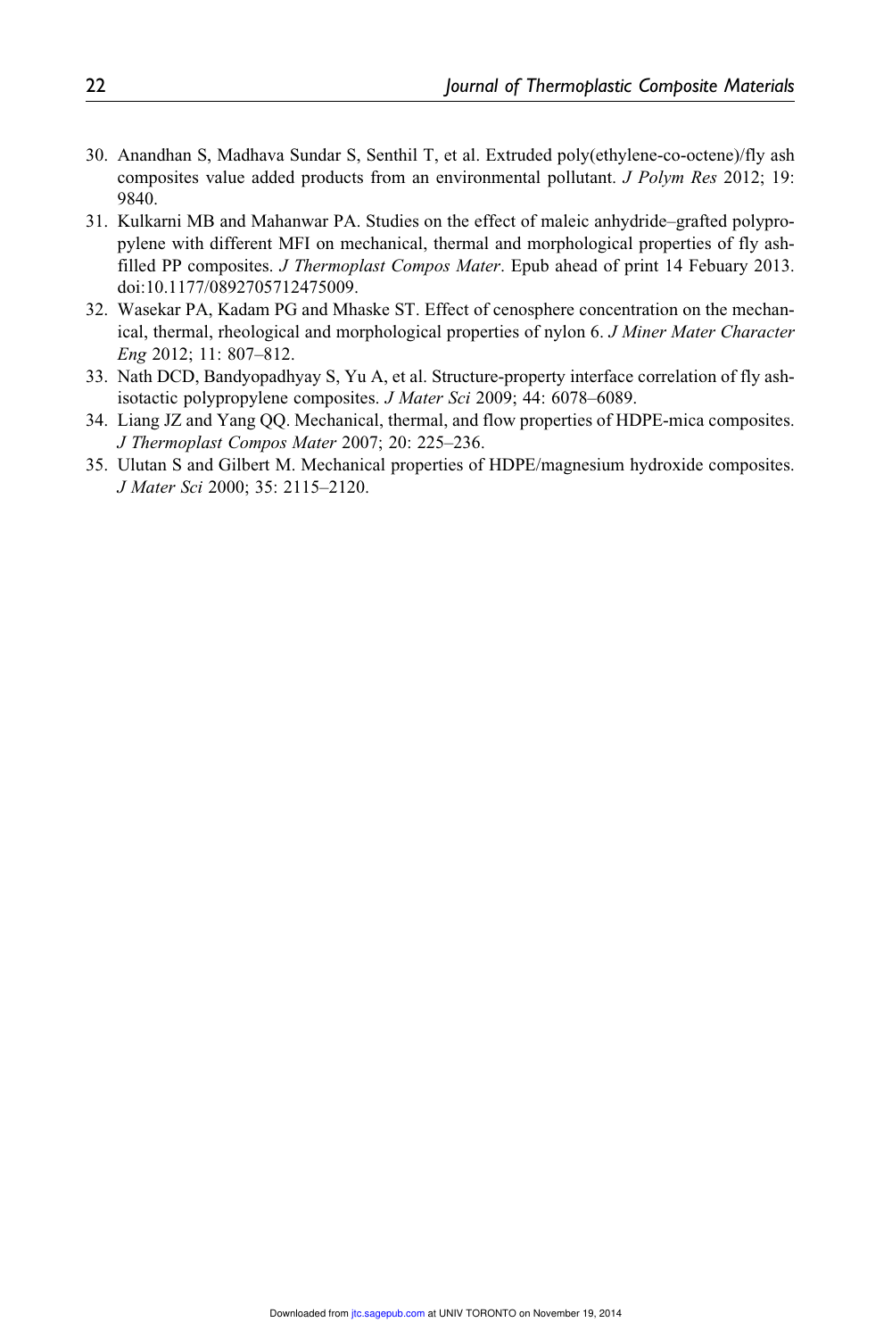30. Anandhan S, Madhava Sundar S, Senthil T, et al. Extruded poly(ethylene-co-octene)/fly ash composites value added products from an environmental pollutant. *J Polym Res* 2012; 19: 9840.
31. Kulkarni MB and Mahanwar PA. Studies on the effect of maleic anhydride–grafted polypropylene with different MFI on mechanical, thermal and morphological properties of fly ash-filled PP composites. *J Thermoplast Compos Mater*. Epub ahead of print 14 Febuary 2013. doi:10.1177/0892705712475009.
32. Wasekar PA, Kadam PG and Mhaske ST. Effect of cenosphere concentration on the mechanical, thermal, rheological and morphological properties of nylon 6. *J Miner Mater Character Eng* 2012; 11: 807–812.
33. Nath DCD, Bandyopadhyay S, Yu A, et al. Structure-property interface correlation of fly ash-isotactic polypropylene composites. *J Mater Sci* 2009; 44: 6078–6089.
34. Liang JZ and Yang QQ. Mechanical, thermal, and flow properties of HDPE-mica composites. *J Thermoplast Compos Mater* 2007; 20: 225–236.
35. Ulutan S and Gilbert M. Mechanical properties of HDPE/magnesium hydroxide composites. *J Mater Sci* 2000; 35: 2115–2120.